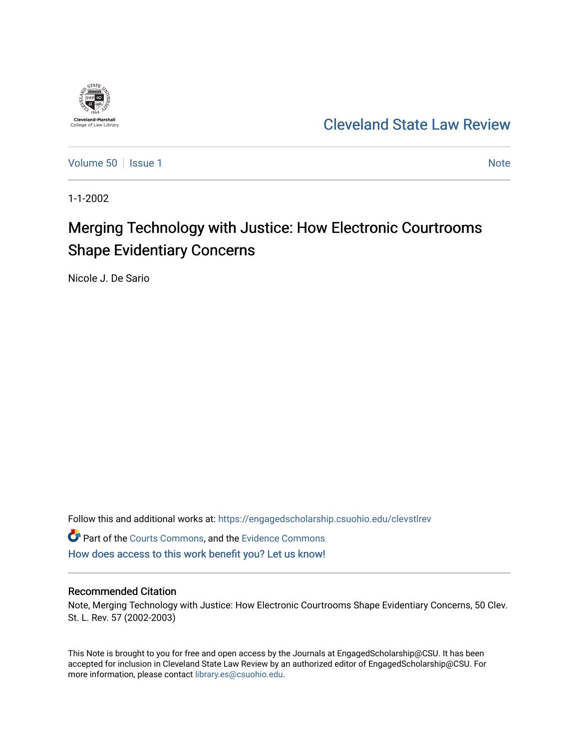Cleveland-Marshall College of Law Library

# Cleveland State Law Review

Volume 50 | Issue 1 | Note

1-1-2002

# Merging Technology with Justice: How Electronic Courtrooms Shape Evidentiary Concerns

Nicole J. De Sario

Follow this and additional works at: https://engagedscholarship.csuohio.edu/clevstlrev

Part of the Courts Commons, and the Evidence Commons

How does access to this work benefit you? Let us know!

## Recommended Citation

Note, Merging Technology with Justice: How Electronic Courtrooms Shape Evidentiary Concerns, 50 Clev. St. L. Rev. 57 (2002-2003)

This Note is brought to you for free and open access by the Journals at EngagedScholarship@CSU. It has been accepted for inclusion in Cleveland State Law Review by an authorized editor of EngagedScholarship@CSU. For more information, please contact library.es@csuohio.edu.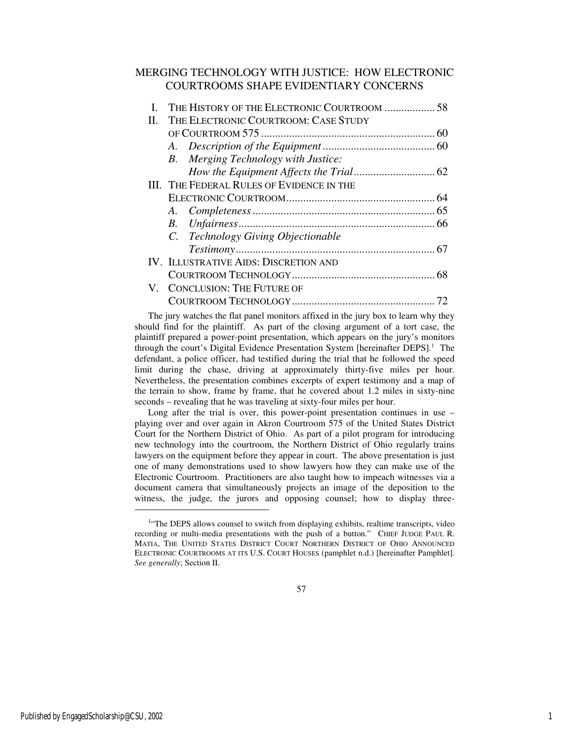# MERGING TECHNOLOGY WITH JUSTICE: HOW ELECTRONIC COURTROOMS SHAPE EVIDENTIARY CONCERNS

I. THE HISTORY OF THE ELECTRONIC COURTROOM .................. 58

II. THE ELECTRONIC COURTROOM: CASE STUDY OF COURTROOM 575 .............................................................. 60

- A. *Description of the Equipment* ........................................ 60
- B. *Merging Technology with Justice: How the Equipment Affects the Trial* ............................. 62

III. THE FEDERAL RULES OF EVIDENCE IN THE ELECTRONIC COURTROOM..................................................... 64

- A. *Completeness* ................................................................. 65
- B. *Unfairness* ...................................................................... 66
- C. *Technology Giving Objectionable Testimony* ....................................................................... 67

IV. ILLUSTRATIVE AIDS: DISCRETION AND COURTROOM TECHNOLOGY ................................................... 68

V. CONCLUSION: THE FUTURE OF COURTROOM TECHNOLOGY .................................................... 72

The jury watches the flat panel monitors affixed in the jury box to learn why they should find for the plaintiff. As part of the closing argument of a tort case, the plaintiff prepared a power-point presentation, which appears on the jury's monitors through the court's Digital Evidence Presentation System [hereinafter DEPS].[1] The defendant, a police officer, had testified during the trial that he followed the speed limit during the chase, driving at approximately thirty-five miles per hour. Nevertheless, the presentation combines excerpts of expert testimony and a map of the terrain to show, frame by frame, that he covered about 1.2 miles in sixty-nine seconds – revealing that he was traveling at sixty-four miles per hour.

Long after the trial is over, this power-point presentation continues in use – playing over and over again in Akron Courtroom 575 of the United States District Court for the Northern District of Ohio. As part of a pilot program for introducing new technology into the courtroom, the Northern District of Ohio regularly trains lawyers on the equipment before they appear in court. The above presentation is just one of many demonstrations used to show lawyers how they can make use of the Electronic Courtroom. Practitioners are also taught how to impeach witnesses via a document camera that simultaneously projects an image of the deposition to the witness, the judge, the jurors and opposing counsel; how to display three-

[1]"The DEPS allows counsel to switch from displaying exhibits, realtime transcripts, video recording or multi-media presentations with the push of a button." CHIEF JUDGE PAUL R. MATIA, THE UNITED STATES DISTRICT COURT NORTHERN DISTRICT OF OHIO ANNOUNCED ELECTRONIC COURTROOMS AT ITS U.S. COURT HOUSES (pamphlet n.d.) [hereinafter Pamphlet]. *See generally*; Section II.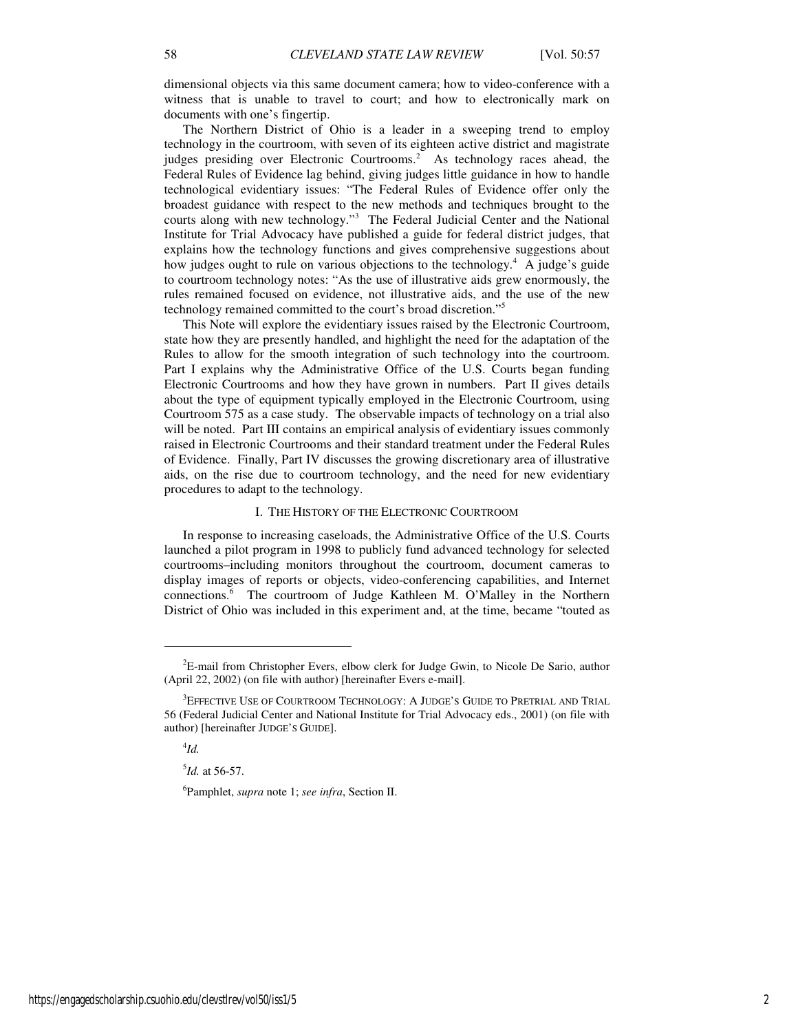dimensional objects via this same document camera; how to video-conference with a witness that is unable to travel to court; and how to electronically mark on documents with one's fingertip.

The Northern District of Ohio is a leader in a sweeping trend to employ technology in the courtroom, with seven of its eighteen active district and magistrate judges presiding over Electronic Courtrooms.[2] As technology races ahead, the Federal Rules of Evidence lag behind, giving judges little guidance in how to handle technological evidentiary issues: "The Federal Rules of Evidence offer only the broadest guidance with respect to the new methods and techniques brought to the courts along with new technology."[3] The Federal Judicial Center and the National Institute for Trial Advocacy have published a guide for federal district judges, that explains how the technology functions and gives comprehensive suggestions about how judges ought to rule on various objections to the technology.[4] A judge's guide to courtroom technology notes: "As the use of illustrative aids grew enormously, the rules remained focused on evidence, not illustrative aids, and the use of the new technology remained committed to the court's broad discretion."[5]

This Note will explore the evidentiary issues raised by the Electronic Courtroom, state how they are presently handled, and highlight the need for the adaptation of the Rules to allow for the smooth integration of such technology into the courtroom. Part I explains why the Administrative Office of the U.S. Courts began funding Electronic Courtrooms and how they have grown in numbers. Part II gives details about the type of equipment typically employed in the Electronic Courtroom, using Courtroom 575 as a case study. The observable impacts of technology on a trial also will be noted. Part III contains an empirical analysis of evidentiary issues commonly raised in Electronic Courtrooms and their standard treatment under the Federal Rules of Evidence. Finally, Part IV discusses the growing discretionary area of illustrative aids, on the rise due to courtroom technology, and the need for new evidentiary procedures to adapt to the technology.

## I. THE HISTORY OF THE ELECTRONIC COURTROOM

In response to increasing caseloads, the Administrative Office of the U.S. Courts launched a pilot program in 1998 to publicly fund advanced technology for selected courtrooms–including monitors throughout the courtroom, document cameras to display images of reports or objects, video-conferencing capabilities, and Internet connections.[6] The courtroom of Judge Kathleen M. O'Malley in the Northern District of Ohio was included in this experiment and, at the time, became "touted as

---

[2] E-mail from Christopher Evers, elbow clerk for Judge Gwin, to Nicole De Sario, author (April 22, 2002) (on file with author) [hereinafter Evers e-mail].

[3] EFFECTIVE USE OF COURTROOM TECHNOLOGY: A JUDGE'S GUIDE TO PRETRIAL AND TRIAL 56 (Federal Judicial Center and National Institute for Trial Advocacy eds., 2001) (on file with author) [hereinafter JUDGE'S GUIDE].

[4] *Id.*

[5] *Id.* at 56-57.

[6] Pamphlet, *supra* note 1; *see infra*, Section II.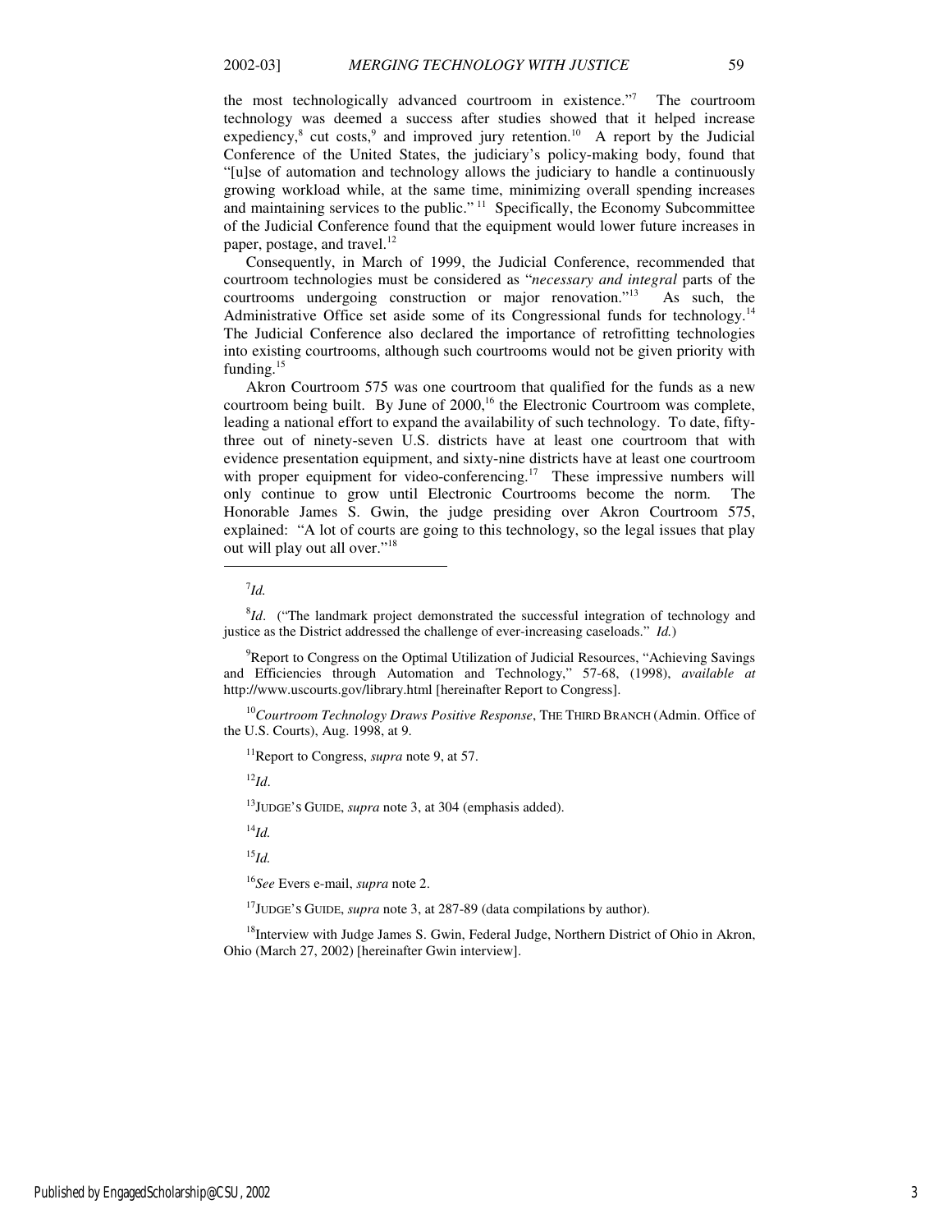the most technologically advanced courtroom in existence."[7] The courtroom technology was deemed a success after studies showed that it helped increase expediency,[8] cut costs,[9] and improved jury retention.[10] A report by the Judicial Conference of the United States, the judiciary's policy-making body, found that "[u]se of automation and technology allows the judiciary to handle a continuously growing workload while, at the same time, minimizing overall spending increases and maintaining services to the public."[11] Specifically, the Economy Subcommittee of the Judicial Conference found that the equipment would lower future increases in paper, postage, and travel.[12]

Consequently, in March of 1999, the Judicial Conference, recommended that courtroom technologies must be considered as "*necessary and integral* parts of the courtrooms undergoing construction or major renovation."[13] As such, the Administrative Office set aside some of its Congressional funds for technology.[14] The Judicial Conference also declared the importance of retrofitting technologies into existing courtrooms, although such courtrooms would not be given priority with funding.[15]

Akron Courtroom 575 was one courtroom that qualified for the funds as a new courtroom being built. By June of 2000,[16] the Electronic Courtroom was complete, leading a national effort to expand the availability of such technology. To date, fifty-three out of ninety-seven U.S. districts have at least one courtroom that with evidence presentation equipment, and sixty-nine districts have at least one courtroom with proper equipment for video-conferencing.[17] These impressive numbers will only continue to grow until Electronic Courtrooms become the norm. The Honorable James S. Gwin, the judge presiding over Akron Courtroom 575, explained: "A lot of courts are going to this technology, so the legal issues that play out will play out all over."[18]

---

[7]*Id.*

[8]*Id*. ("The landmark project demonstrated the successful integration of technology and justice as the District addressed the challenge of ever-increasing caseloads." *Id.*)

[9]Report to Congress on the Optimal Utilization of Judicial Resources, "Achieving Savings and Efficiencies through Automation and Technology," 57-68, (1998), *available at* http://www.uscourts.gov/library.html [hereinafter Report to Congress].

[10]*Courtroom Technology Draws Positive Response*, THE THIRD BRANCH (Admin. Office of the U.S. Courts), Aug. 1998, at 9.

[11]Report to Congress, *supra* note 9, at 57.

[12]*Id*.

[13]JUDGE'S GUIDE, *supra* note 3, at 304 (emphasis added).

[14]*Id.*

[15]*Id.*

[16]*See* Evers e-mail, *supra* note 2.

[17]JUDGE'S GUIDE, *supra* note 3, at 287-89 (data compilations by author).

[18]Interview with Judge James S. Gwin, Federal Judge, Northern District of Ohio in Akron, Ohio (March 27, 2002) [hereinafter Gwin interview].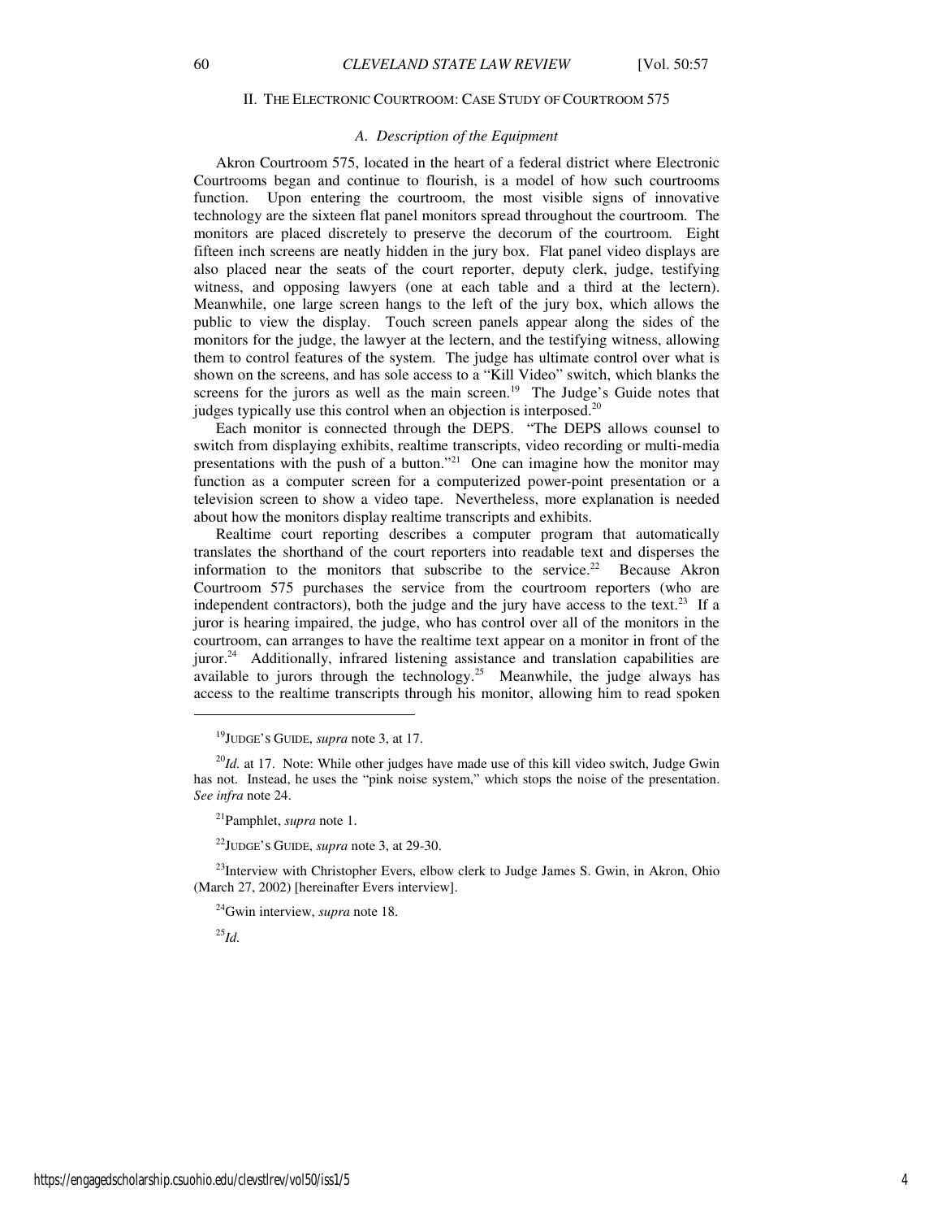## II. THE ELECTRONIC COURTROOM: CASE STUDY OF COURTROOM 575

### *A. Description of the Equipment*

Akron Courtroom 575, located in the heart of a federal district where Electronic Courtrooms began and continue to flourish, is a model of how such courtrooms function. Upon entering the courtroom, the most visible signs of innovative technology are the sixteen flat panel monitors spread throughout the courtroom. The monitors are placed discretely to preserve the decorum of the courtroom. Eight fifteen inch screens are neatly hidden in the jury box. Flat panel video displays are also placed near the seats of the court reporter, deputy clerk, judge, testifying witness, and opposing lawyers (one at each table and a third at the lectern). Meanwhile, one large screen hangs to the left of the jury box, which allows the public to view the display. Touch screen panels appear along the sides of the monitors for the judge, the lawyer at the lectern, and the testifying witness, allowing them to control features of the system. The judge has ultimate control over what is shown on the screens, and has sole access to a "Kill Video" switch, which blanks the screens for the jurors as well as the main screen.[19] The Judge's Guide notes that judges typically use this control when an objection is interposed.[20]

Each monitor is connected through the DEPS. "The DEPS allows counsel to switch from displaying exhibits, realtime transcripts, video recording or multi-media presentations with the push of a button."[21] One can imagine how the monitor may function as a computer screen for a computerized power-point presentation or a television screen to show a video tape. Nevertheless, more explanation is needed about how the monitors display realtime transcripts and exhibits.

Realtime court reporting describes a computer program that automatically translates the shorthand of the court reporters into readable text and disperses the information to the monitors that subscribe to the service.[22] Because Akron Courtroom 575 purchases the service from the courtroom reporters (who are independent contractors), both the judge and the jury have access to the text.[23] If a juror is hearing impaired, the judge, who has control over all of the monitors in the courtroom, can arranges to have the realtime text appear on a monitor in front of the juror.[24] Additionally, infrared listening assistance and translation capabilities are available to jurors through the technology.[25] Meanwhile, the judge always has access to the realtime transcripts through his monitor, allowing him to read spoken

---

[19] JUDGE'S GUIDE, *supra* note 3, at 17.

[20] *Id.* at 17. Note: While other judges have made use of this kill video switch, Judge Gwin has not. Instead, he uses the "pink noise system," which stops the noise of the presentation. *See infra* note 24.

[21] Pamphlet, *supra* note 1.

[22] JUDGE'S GUIDE, *supra* note 3, at 29-30.

[23] Interview with Christopher Evers, elbow clerk to Judge James S. Gwin, in Akron, Ohio (March 27, 2002) [hereinafter Evers interview].

[24] Gwin interview, *supra* note 18.

[25] *Id.*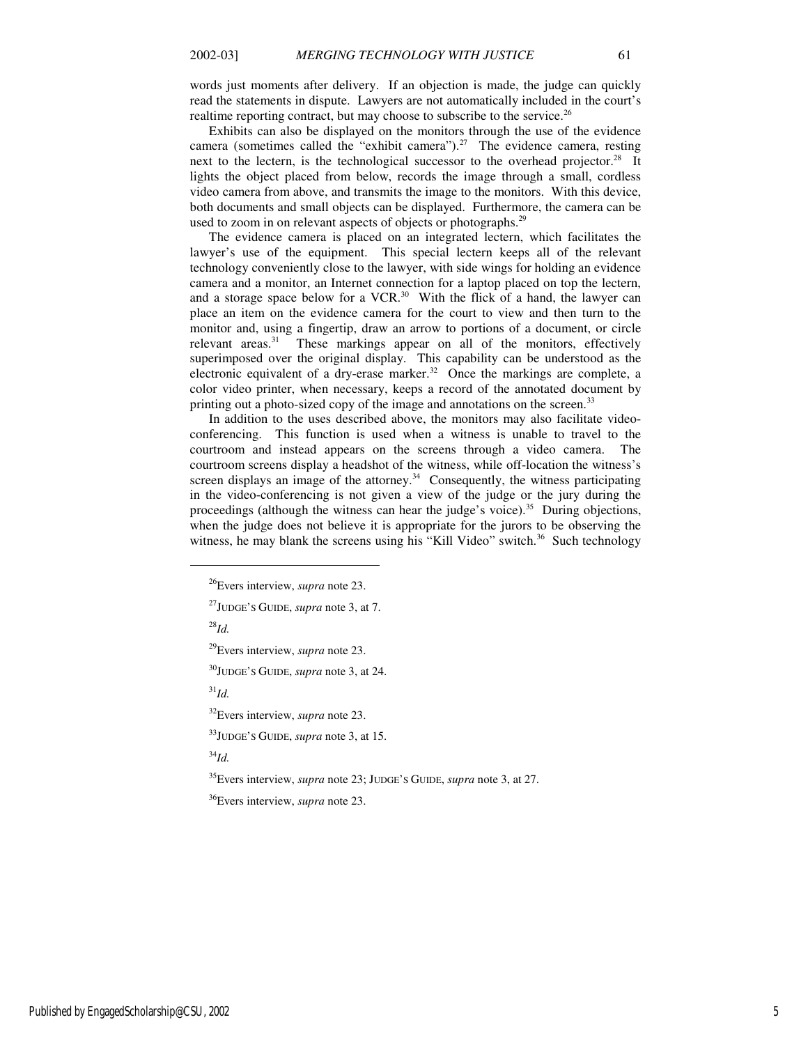words just moments after delivery. If an objection is made, the judge can quickly read the statements in dispute. Lawyers are not automatically included in the court's realtime reporting contract, but may choose to subscribe to the service.[26]

Exhibits can also be displayed on the monitors through the use of the evidence camera (sometimes called the "exhibit camera").[27] The evidence camera, resting next to the lectern, is the technological successor to the overhead projector.[28] It lights the object placed from below, records the image through a small, cordless video camera from above, and transmits the image to the monitors. With this device, both documents and small objects can be displayed. Furthermore, the camera can be used to zoom in on relevant aspects of objects or photographs.[29]

The evidence camera is placed on an integrated lectern, which facilitates the lawyer's use of the equipment. This special lectern keeps all of the relevant technology conveniently close to the lawyer, with side wings for holding an evidence camera and a monitor, an Internet connection for a laptop placed on top the lectern, and a storage space below for a VCR.[30] With the flick of a hand, the lawyer can place an item on the evidence camera for the court to view and then turn to the monitor and, using a fingertip, draw an arrow to portions of a document, or circle relevant areas.[31] These markings appear on all of the monitors, effectively superimposed over the original display. This capability can be understood as the electronic equivalent of a dry-erase marker.[32] Once the markings are complete, a color video printer, when necessary, keeps a record of the annotated document by printing out a photo-sized copy of the image and annotations on the screen.[33]

In addition to the uses described above, the monitors may also facilitate video-conferencing. This function is used when a witness is unable to travel to the courtroom and instead appears on the screens through a video camera. The courtroom screens display a headshot of the witness, while off-location the witness's screen displays an image of the attorney.[34] Consequently, the witness participating in the video-conferencing is not given a view of the judge or the jury during the proceedings (although the witness can hear the judge's voice).[35] During objections, when the judge does not believe it is appropriate for the jurors to be observing the witness, he may blank the screens using his "Kill Video" switch.[36] Such technology

---

[26]Evers interview, *supra* note 23.

[27]JUDGE'S GUIDE, *supra* note 3, at 7.

[28]*Id.*

[29]Evers interview, *supra* note 23.

[30]JUDGE'S GUIDE, *supra* note 3, at 24.

[31]*Id.*

[32]Evers interview, *supra* note 23.

[33]JUDGE'S GUIDE, *supra* note 3, at 15.

[34]*Id.*

[35]Evers interview, *supra* note 23; JUDGE'S GUIDE, *supra* note 3, at 27.

[36]Evers interview, *supra* note 23.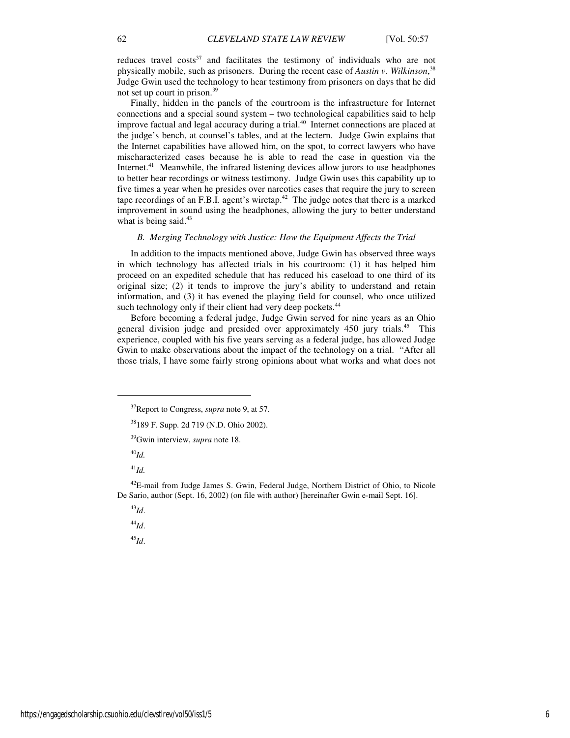reduces travel costs[37] and facilitates the testimony of individuals who are not physically mobile, such as prisoners. During the recent case of *Austin v. Wilkinson*,[38] Judge Gwin used the technology to hear testimony from prisoners on days that he did not set up court in prison.[39]

Finally, hidden in the panels of the courtroom is the infrastructure for Internet connections and a special sound system – two technological capabilities said to help improve factual and legal accuracy during a trial.[40] Internet connections are placed at the judge's bench, at counsel's tables, and at the lectern. Judge Gwin explains that the Internet capabilities have allowed him, on the spot, to correct lawyers who have mischaracterized cases because he is able to read the case in question via the Internet.[41] Meanwhile, the infrared listening devices allow jurors to use headphones to better hear recordings or witness testimony. Judge Gwin uses this capability up to five times a year when he presides over narcotics cases that require the jury to screen tape recordings of an F.B.I. agent's wiretap.[42] The judge notes that there is a marked improvement in sound using the headphones, allowing the jury to better understand what is being said.[43]

### *B. Merging Technology with Justice: How the Equipment Affects the Trial*

In addition to the impacts mentioned above, Judge Gwin has observed three ways in which technology has affected trials in his courtroom: (1) it has helped him proceed on an expedited schedule that has reduced his caseload to one third of its original size; (2) it tends to improve the jury's ability to understand and retain information, and (3) it has evened the playing field for counsel, who once utilized such technology only if their client had very deep pockets.[44]

Before becoming a federal judge, Judge Gwin served for nine years as an Ohio general division judge and presided over approximately 450 jury trials.[45] This experience, coupled with his five years serving as a federal judge, has allowed Judge Gwin to make observations about the impact of the technology on a trial. "After all those trials, I have some fairly strong opinions about what works and what does not

---

[37] Report to Congress, *supra* note 9, at 57.

[38] 189 F. Supp. 2d 719 (N.D. Ohio 2002).

[39] Gwin interview, *supra* note 18.

[40] *Id.*

[41] *Id.*

[42] E-mail from Judge James S. Gwin, Federal Judge, Northern District of Ohio, to Nicole De Sario, author (Sept. 16, 2002) (on file with author) [hereinafter Gwin e-mail Sept. 16].

[43] *Id*.

[44] *Id*.

[45] *Id*.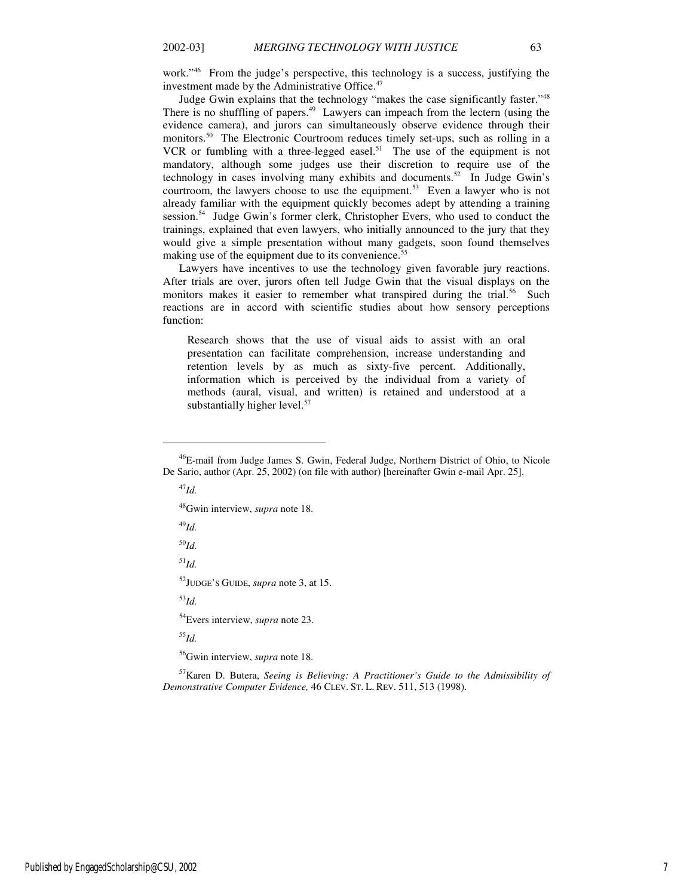work."[46] From the judge's perspective, this technology is a success, justifying the investment made by the Administrative Office.[47]

Judge Gwin explains that the technology "makes the case significantly faster."[48] There is no shuffling of papers.[49] Lawyers can impeach from the lectern (using the evidence camera), and jurors can simultaneously observe evidence through their monitors.[50] The Electronic Courtroom reduces timely set-ups, such as rolling in a VCR or fumbling with a three-legged easel.[51] The use of the equipment is not mandatory, although some judges use their discretion to require use of the technology in cases involving many exhibits and documents.[52] In Judge Gwin's courtroom, the lawyers choose to use the equipment.[53] Even a lawyer who is not already familiar with the equipment quickly becomes adept by attending a training session.[54] Judge Gwin's former clerk, Christopher Evers, who used to conduct the trainings, explained that even lawyers, who initially announced to the jury that they would give a simple presentation without many gadgets, soon found themselves making use of the equipment due to its convenience.[55]

Lawyers have incentives to use the technology given favorable jury reactions. After trials are over, jurors often tell Judge Gwin that the visual displays on the monitors makes it easier to remember what transpired during the trial.[56] Such reactions are in accord with scientific studies about how sensory perceptions function:

> Research shows that the use of visual aids to assist with an oral presentation can facilitate comprehension, increase understanding and retention levels by as much as sixty-five percent. Additionally, information which is perceived by the individual from a variety of methods (aural, visual, and written) is retained and understood at a substantially higher level.[57]

---

[46] E-mail from Judge James S. Gwin, Federal Judge, Northern District of Ohio, to Nicole De Sario, author (Apr. 25, 2002) (on file with author) [hereinafter Gwin e-mail Apr. 25].

[47] *Id.*

[48] Gwin interview, *supra* note 18.

[49] *Id.*

[50] *Id.*

[51] *Id.*

[52] JUDGE'S GUIDE, *supra* note 3, at 15.

[53] *Id.*

[54] Evers interview, *supra* note 23.

[55] *Id.*

[56] Gwin interview, *supra* note 18.

[57] Karen D. Butera, *Seeing is Believing: A Practitioner's Guide to the Admissibility of Demonstrative Computer Evidence,* 46 CLEV. ST. L. REV. 511, 513 (1998).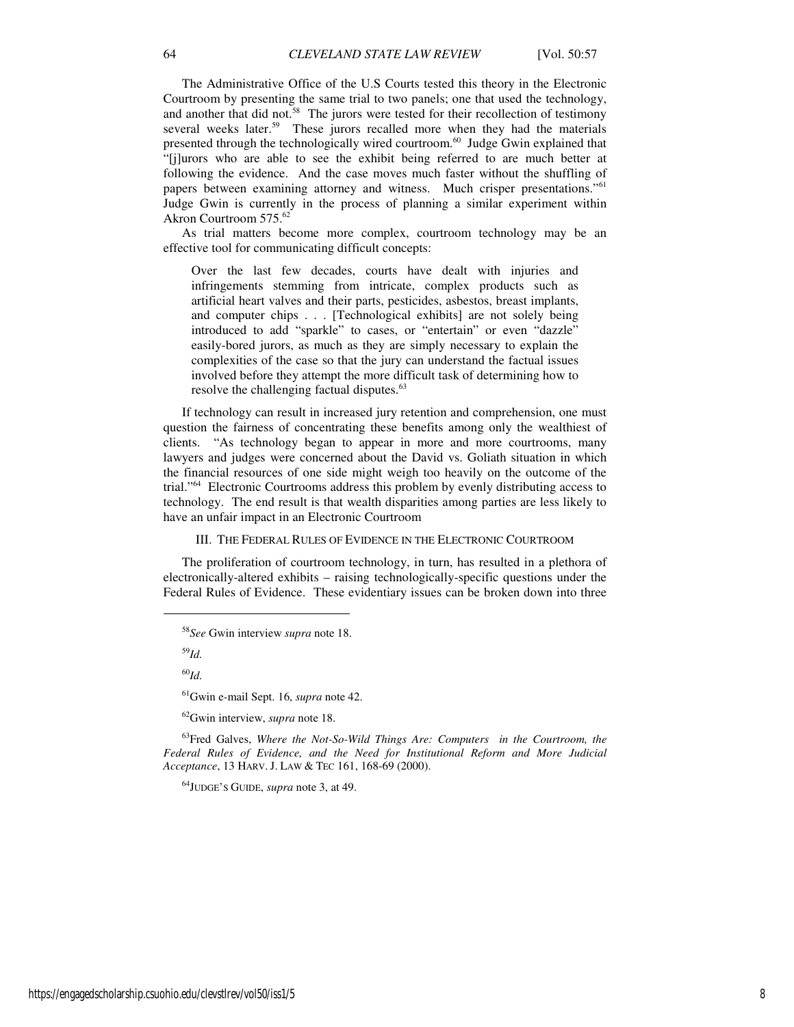The Administrative Office of the U.S Courts tested this theory in the Electronic Courtroom by presenting the same trial to two panels; one that used the technology, and another that did not.[58] The jurors were tested for their recollection of testimony several weeks later.[59] These jurors recalled more when they had the materials presented through the technologically wired courtroom.[60] Judge Gwin explained that "[j]urors who are able to see the exhibit being referred to are much better at following the evidence. And the case moves much faster without the shuffling of papers between examining attorney and witness. Much crisper presentations."[61] Judge Gwin is currently in the process of planning a similar experiment within Akron Courtroom 575.[62]

As trial matters become more complex, courtroom technology may be an effective tool for communicating difficult concepts:

> Over the last few decades, courts have dealt with injuries and infringements stemming from intricate, complex products such as artificial heart valves and their parts, pesticides, asbestos, breast implants, and computer chips . . . [Technological exhibits] are not solely being introduced to add "sparkle" to cases, or "entertain" or even "dazzle" easily-bored jurors, as much as they are simply necessary to explain the complexities of the case so that the jury can understand the factual issues involved before they attempt the more difficult task of determining how to resolve the challenging factual disputes.[63]

If technology can result in increased jury retention and comprehension, one must question the fairness of concentrating these benefits among only the wealthiest of clients. "As technology began to appear in more and more courtrooms, many lawyers and judges were concerned about the David vs. Goliath situation in which the financial resources of one side might weigh too heavily on the outcome of the trial."[64] Electronic Courtrooms address this problem by evenly distributing access to technology. The end result is that wealth disparities among parties are less likely to have an unfair impact in an Electronic Courtroom

## III. THE FEDERAL RULES OF EVIDENCE IN THE ELECTRONIC COURTROOM

The proliferation of courtroom technology, in turn, has resulted in a plethora of electronically-altered exhibits – raising technologically-specific questions under the Federal Rules of Evidence. These evidentiary issues can be broken down into three

---

[58] *See* Gwin interview *supra* note 18.

[59] *Id.*

[60] *Id.*

[61] Gwin e-mail Sept. 16, *supra* note 42.

[62] Gwin interview, *supra* note 18.

[63] Fred Galves, *Where the Not-So-Wild Things Are: Computers in the Courtroom, the Federal Rules of Evidence, and the Need for Institutional Reform and More Judicial Acceptance*, 13 HARV. J. LAW & TEC 161, 168-69 (2000).

[64] JUDGE'S GUIDE, *supra* note 3, at 49.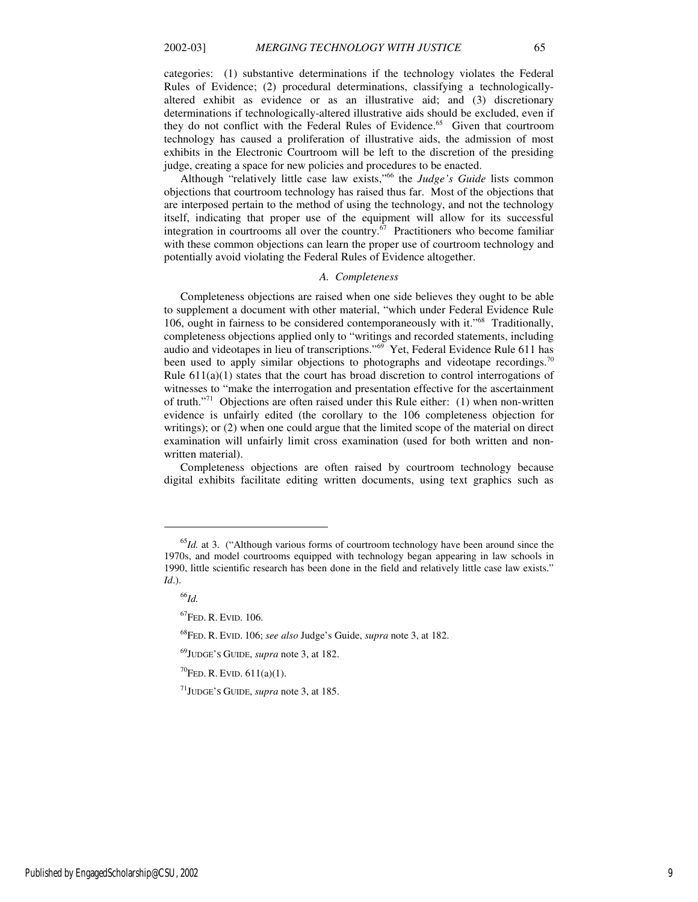categories: (1) substantive determinations if the technology violates the Federal Rules of Evidence; (2) procedural determinations, classifying a technologically-altered exhibit as evidence or as an illustrative aid; and (3) discretionary determinations if technologically-altered illustrative aids should be excluded, even if they do not conflict with the Federal Rules of Evidence.[65] Given that courtroom technology has caused a proliferation of illustrative aids, the admission of most exhibits in the Electronic Courtroom will be left to the discretion of the presiding judge, creating a space for new policies and procedures to be enacted.

Although "relatively little case law exists,"[66] the *Judge's Guide* lists common objections that courtroom technology has raised thus far. Most of the objections that are interposed pertain to the method of using the technology, and not the technology itself, indicating that proper use of the equipment will allow for its successful integration in courtrooms all over the country.[67] Practitioners who become familiar with these common objections can learn the proper use of courtroom technology and potentially avoid violating the Federal Rules of Evidence altogether.

### *A. Completeness*

Completeness objections are raised when one side believes they ought to be able to supplement a document with other material, "which under Federal Evidence Rule 106, ought in fairness to be considered contemporaneously with it."[68] Traditionally, completeness objections applied only to "writings and recorded statements, including audio and videotapes in lieu of transcriptions."[69] Yet, Federal Evidence Rule 611 has been used to apply similar objections to photographs and videotape recordings.[70] Rule 611(a)(1) states that the court has broad discretion to control interrogations of witnesses to "make the interrogation and presentation effective for the ascertainment of truth."[71] Objections are often raised under this Rule either: (1) when non-written evidence is unfairly edited (the corollary to the 106 completeness objection for writings); or (2) when one could argue that the limited scope of the material on direct examination will unfairly limit cross examination (used for both written and non-written material).

Completeness objections are often raised by courtroom technology because digital exhibits facilitate editing written documents, using text graphics such as

---

[65]*Id.* at 3. ("Although various forms of courtroom technology have been around since the 1970s, and model courtrooms equipped with technology began appearing in law schools in 1990, little scientific research has been done in the field and relatively little case law exists." *Id*.).

[66]*Id.*

[67]FED. R. EVID. 106.

[68]FED. R. EVID. 106; *see also* Judge's Guide, *supra* note 3, at 182.

[69]JUDGE'S GUIDE, *supra* note 3, at 182.

[70]FED. R. EVID. 611(a)(1).

[71]JUDGE'S GUIDE, *supra* note 3, at 185.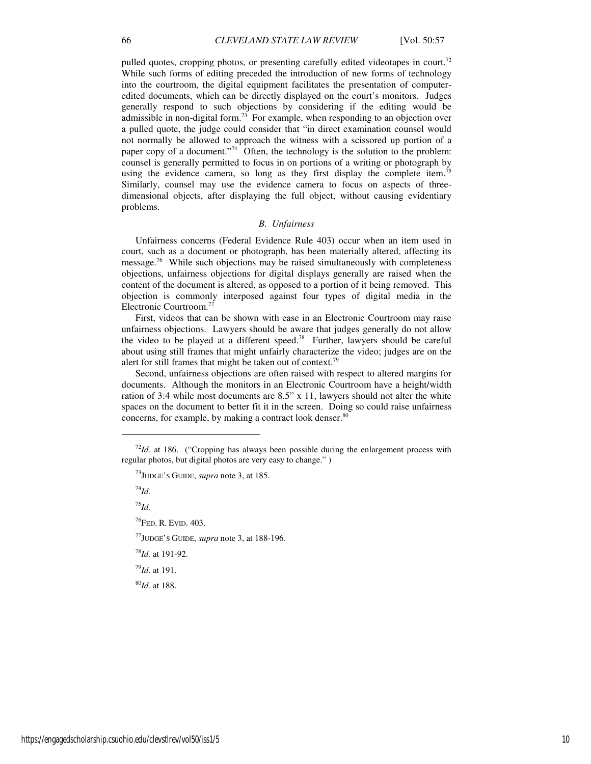pulled quotes, cropping photos, or presenting carefully edited videotapes in court.[72] While such forms of editing preceded the introduction of new forms of technology into the courtroom, the digital equipment facilitates the presentation of computer-edited documents, which can be directly displayed on the court's monitors. Judges generally respond to such objections by considering if the editing would be admissible in non-digital form.[73] For example, when responding to an objection over a pulled quote, the judge could consider that "in direct examination counsel would not normally be allowed to approach the witness with a scissored up portion of a paper copy of a document."[74] Often, the technology is the solution to the problem: counsel is generally permitted to focus in on portions of a writing or photograph by using the evidence camera, so long as they first display the complete item.[75] Similarly, counsel may use the evidence camera to focus on aspects of three-dimensional objects, after displaying the full object, without causing evidentiary problems.

### *B. Unfairness*

Unfairness concerns (Federal Evidence Rule 403) occur when an item used in court, such as a document or photograph, has been materially altered, affecting its message.[76] While such objections may be raised simultaneously with completeness objections, unfairness objections for digital displays generally are raised when the content of the document is altered, as opposed to a portion of it being removed. This objection is commonly interposed against four types of digital media in the Electronic Courtroom.[77]

First, videos that can be shown with ease in an Electronic Courtroom may raise unfairness objections. Lawyers should be aware that judges generally do not allow the video to be played at a different speed.[78] Further, lawyers should be careful about using still frames that might unfairly characterize the video; judges are on the alert for still frames that might be taken out of context.[79]

Second, unfairness objections are often raised with respect to altered margins for documents. Although the monitors in an Electronic Courtroom have a height/width ration of 3:4 while most documents are 8.5" x 11, lawyers should not alter the white spaces on the document to better fit it in the screen. Doing so could raise unfairness concerns, for example, by making a contract look denser.[80]

---

[72] *Id.* at 186. ("Cropping has always been possible during the enlargement process with regular photos, but digital photos are very easy to change." )

[73] JUDGE'S GUIDE, *supra* note 3, at 185.

[74] *Id.*

[75] *Id.*

[76] FED. R. EVID. 403.

[77] JUDGE'S GUIDE, *supra* note 3, at 188-196.

[78] *Id.* at 191-92.

[79] *Id*. at 191.

[80] *Id.* at 188.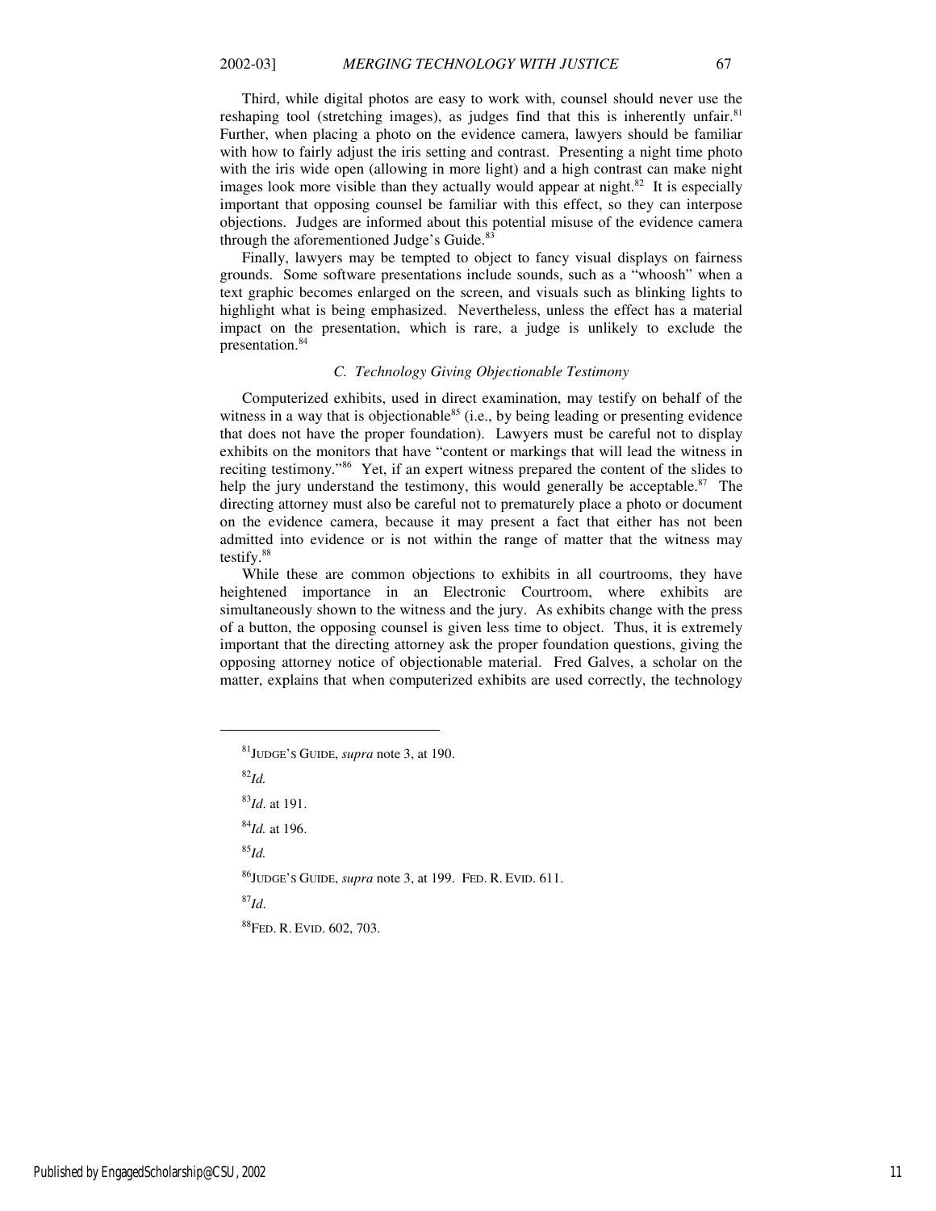Third, while digital photos are easy to work with, counsel should never use the reshaping tool (stretching images), as judges find that this is inherently unfair.[81] Further, when placing a photo on the evidence camera, lawyers should be familiar with how to fairly adjust the iris setting and contrast. Presenting a night time photo with the iris wide open (allowing in more light) and a high contrast can make night images look more visible than they actually would appear at night.[82] It is especially important that opposing counsel be familiar with this effect, so they can interpose objections. Judges are informed about this potential misuse of the evidence camera through the aforementioned Judge's Guide.[83]

Finally, lawyers may be tempted to object to fancy visual displays on fairness grounds. Some software presentations include sounds, such as a "whoosh" when a text graphic becomes enlarged on the screen, and visuals such as blinking lights to highlight what is being emphasized. Nevertheless, unless the effect has a material impact on the presentation, which is rare, a judge is unlikely to exclude the presentation.[84]

### *C. Technology Giving Objectionable Testimony*

Computerized exhibits, used in direct examination, may testify on behalf of the witness in a way that is objectionable[85] (i.e., by being leading or presenting evidence that does not have the proper foundation). Lawyers must be careful not to display exhibits on the monitors that have "content or markings that will lead the witness in reciting testimony."[86] Yet, if an expert witness prepared the content of the slides to help the jury understand the testimony, this would generally be acceptable.[87] The directing attorney must also be careful not to prematurely place a photo or document on the evidence camera, because it may present a fact that either has not been admitted into evidence or is not within the range of matter that the witness may testify.[88]

While these are common objections to exhibits in all courtrooms, they have heightened importance in an Electronic Courtroom, where exhibits are simultaneously shown to the witness and the jury. As exhibits change with the press of a button, the opposing counsel is given less time to object. Thus, it is extremely important that the directing attorney ask the proper foundation questions, giving the opposing attorney notice of objectionable material. Fred Galves, a scholar on the matter, explains that when computerized exhibits are used correctly, the technology

---

[81] JUDGE'S GUIDE, *supra* note 3, at 190.

[82] *Id.*

[83] *Id*. at 191.

[84] *Id.* at 196.

[85] *Id.*

[86] JUDGE'S GUIDE, *supra* note 3, at 199. FED. R. EVID. 611.

[87] *Id*.

[88] FED. R. EVID. 602, 703.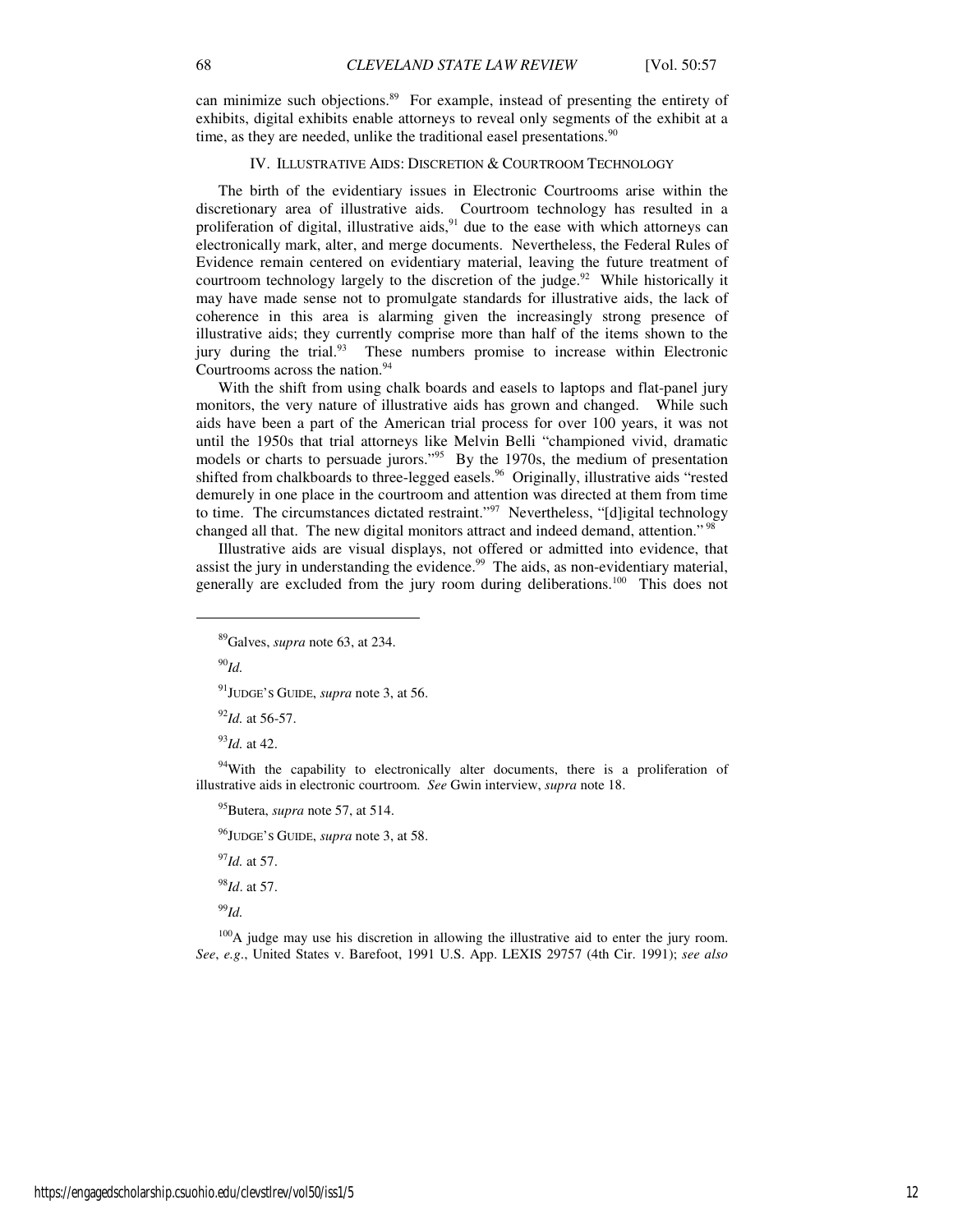can minimize such objections.[89] For example, instead of presenting the entirety of exhibits, digital exhibits enable attorneys to reveal only segments of the exhibit at a time, as they are needed, unlike the traditional easel presentations.[90]

## IV. ILLUSTRATIVE AIDS: DISCRETION & COURTROOM TECHNOLOGY

The birth of the evidentiary issues in Electronic Courtrooms arise within the discretionary area of illustrative aids. Courtroom technology has resulted in a proliferation of digital, illustrative aids,[91] due to the ease with which attorneys can electronically mark, alter, and merge documents. Nevertheless, the Federal Rules of Evidence remain centered on evidentiary material, leaving the future treatment of courtroom technology largely to the discretion of the judge.[92] While historically it may have made sense not to promulgate standards for illustrative aids, the lack of coherence in this area is alarming given the increasingly strong presence of illustrative aids; they currently comprise more than half of the items shown to the jury during the trial.[93] These numbers promise to increase within Electronic Courtrooms across the nation.[94]

With the shift from using chalk boards and easels to laptops and flat-panel jury monitors, the very nature of illustrative aids has grown and changed. While such aids have been a part of the American trial process for over 100 years, it was not until the 1950s that trial attorneys like Melvin Belli "championed vivid, dramatic models or charts to persuade jurors."[95] By the 1970s, the medium of presentation shifted from chalkboards to three-legged easels.[96] Originally, illustrative aids "rested demurely in one place in the courtroom and attention was directed at them from time to time. The circumstances dictated restraint."[97] Nevertheless, "[d]igital technology changed all that. The new digital monitors attract and indeed demand, attention."[98]

Illustrative aids are visual displays, not offered or admitted into evidence, that assist the jury in understanding the evidence.[99] The aids, as non-evidentiary material, generally are excluded from the jury room during deliberations.[100] This does not

---

[89]Galves, *supra* note 63, at 234.

[90]*Id.*

[91]JUDGE'S GUIDE, *supra* note 3, at 56.

[92]*Id.* at 56-57.

[93]*Id.* at 42.

[94]With the capability to electronically alter documents, there is a proliferation of illustrative aids in electronic courtroom. *See* Gwin interview, *supra* note 18.

[95]Butera, *supra* note 57, at 514.

[96]JUDGE'S GUIDE, *supra* note 3, at 58.

[97]*Id.* at 57.

[98]*Id*. at 57.

[99]*Id.*

[100]A judge may use his discretion in allowing the illustrative aid to enter the jury room. *See*, *e.g*., United States v. Barefoot, 1991 U.S. App. LEXIS 29757 (4th Cir. 1991); *see also*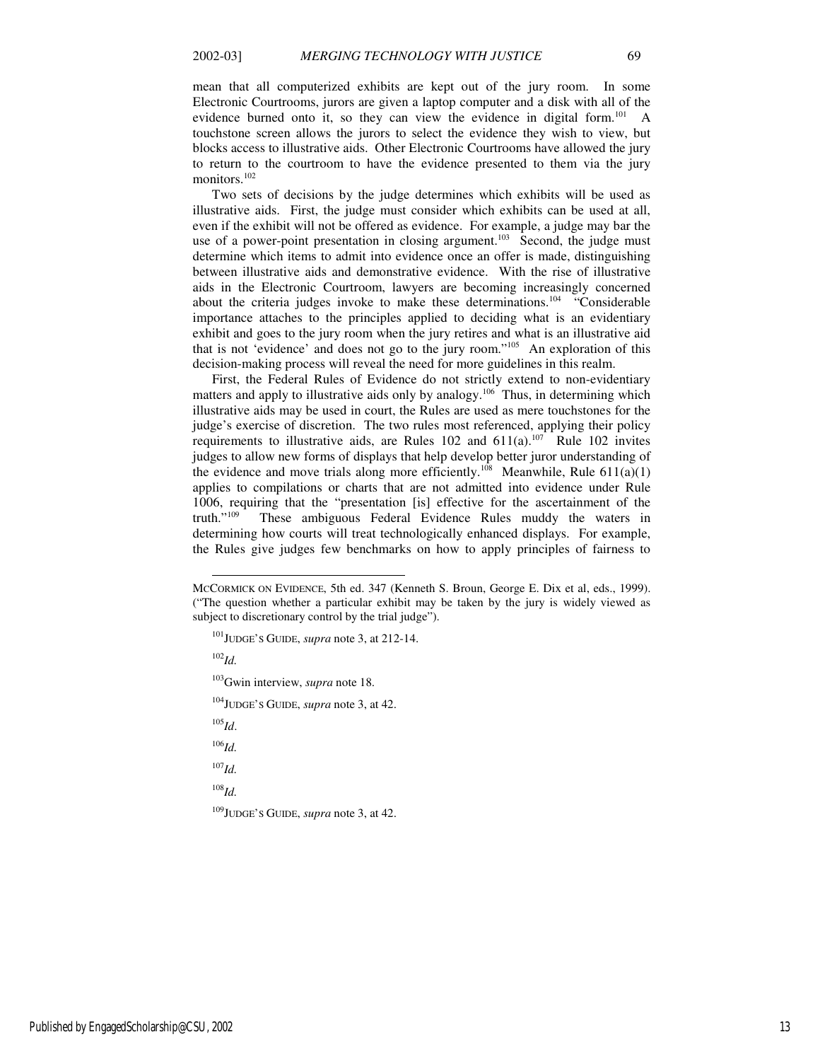mean that all computerized exhibits are kept out of the jury room. In some Electronic Courtrooms, jurors are given a laptop computer and a disk with all of the evidence burned onto it, so they can view the evidence in digital form.[101] A touchstone screen allows the jurors to select the evidence they wish to view, but blocks access to illustrative aids. Other Electronic Courtrooms have allowed the jury to return to the courtroom to have the evidence presented to them via the jury monitors.[102]

Two sets of decisions by the judge determines which exhibits will be used as illustrative aids. First, the judge must consider which exhibits can be used at all, even if the exhibit will not be offered as evidence. For example, a judge may bar the use of a power-point presentation in closing argument.[103] Second, the judge must determine which items to admit into evidence once an offer is made, distinguishing between illustrative aids and demonstrative evidence. With the rise of illustrative aids in the Electronic Courtroom, lawyers are becoming increasingly concerned about the criteria judges invoke to make these determinations.[104] "Considerable importance attaches to the principles applied to deciding what is an evidentiary exhibit and goes to the jury room when the jury retires and what is an illustrative aid that is not 'evidence' and does not go to the jury room."[105] An exploration of this decision-making process will reveal the need for more guidelines in this realm.

First, the Federal Rules of Evidence do not strictly extend to non-evidentiary matters and apply to illustrative aids only by analogy.[106] Thus, in determining which illustrative aids may be used in court, the Rules are used as mere touchstones for the judge's exercise of discretion. The two rules most referenced, applying their policy requirements to illustrative aids, are Rules 102 and 611(a).[107] Rule 102 invites judges to allow new forms of displays that help develop better juror understanding of the evidence and move trials along more efficiently.[108] Meanwhile, Rule 611(a)(1) applies to compilations or charts that are not admitted into evidence under Rule 1006, requiring that the "presentation [is] effective for the ascertainment of the truth."[109] These ambiguous Federal Evidence Rules muddy the waters in determining how courts will treat technologically enhanced displays. For example, the Rules give judges few benchmarks on how to apply principles of fairness to

---

MCCORMICK ON EVIDENCE, 5th ed. 347 (Kenneth S. Broun, George E. Dix et al, eds., 1999). ("The question whether a particular exhibit may be taken by the jury is widely viewed as subject to discretionary control by the trial judge").

[101] JUDGE'S GUIDE, *supra* note 3, at 212-14.

[102] *Id.*

[103] Gwin interview, *supra* note 18.

[104] JUDGE'S GUIDE, *supra* note 3, at 42.

[105] *Id*.

[106] *Id.*

[107] *Id.*

[108] *Id.*

[109] JUDGE'S GUIDE, *supra* note 3, at 42.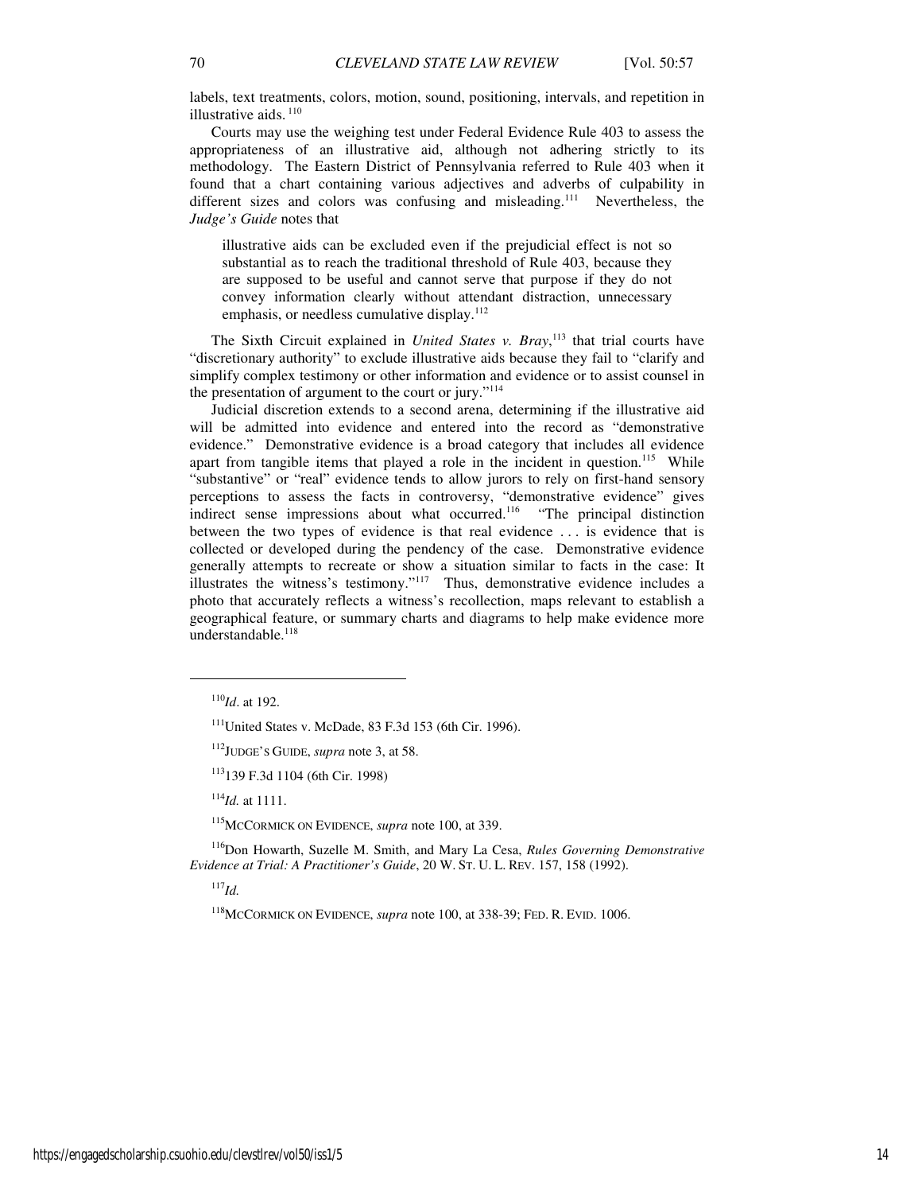labels, text treatments, colors, motion, sound, positioning, intervals, and repetition in illustrative aids. [110]

Courts may use the weighing test under Federal Evidence Rule 403 to assess the appropriateness of an illustrative aid, although not adhering strictly to its methodology. The Eastern District of Pennsylvania referred to Rule 403 when it found that a chart containing various adjectives and adverbs of culpability in different sizes and colors was confusing and misleading.[111] Nevertheless, the *Judge's Guide* notes that

> illustrative aids can be excluded even if the prejudicial effect is not so substantial as to reach the traditional threshold of Rule 403, because they are supposed to be useful and cannot serve that purpose if they do not convey information clearly without attendant distraction, unnecessary emphasis, or needless cumulative display.[112]

The Sixth Circuit explained in *United States v. Bray*,[113] that trial courts have "discretionary authority" to exclude illustrative aids because they fail to "clarify and simplify complex testimony or other information and evidence or to assist counsel in the presentation of argument to the court or jury."[114]

Judicial discretion extends to a second arena, determining if the illustrative aid will be admitted into evidence and entered into the record as "demonstrative evidence." Demonstrative evidence is a broad category that includes all evidence apart from tangible items that played a role in the incident in question.[115] While "substantive" or "real" evidence tends to allow jurors to rely on first-hand sensory perceptions to assess the facts in controversy, "demonstrative evidence" gives indirect sense impressions about what occurred.[116] "The principal distinction between the two types of evidence is that real evidence . . . is evidence that is collected or developed during the pendency of the case. Demonstrative evidence generally attempts to recreate or show a situation similar to facts in the case: It illustrates the witness's testimony."[117] Thus, demonstrative evidence includes a photo that accurately reflects a witness's recollection, maps relevant to establish a geographical feature, or summary charts and diagrams to help make evidence more understandable.[118]

---

[110] *Id*. at 192.

[111] United States v. McDade, 83 F.3d 153 (6th Cir. 1996).

[112] JUDGE'S GUIDE, *supra* note 3, at 58.

[113] 139 F.3d 1104 (6th Cir. 1998)

[114] *Id.* at 1111.

[115] MCCORMICK ON EVIDENCE, *supra* note 100, at 339.

[116] Don Howarth, Suzelle M. Smith, and Mary La Cesa, *Rules Governing Demonstrative Evidence at Trial: A Practitioner's Guide*, 20 W. ST. U. L. REV. 157, 158 (1992).

[117] *Id.*

[118] MCCORMICK ON EVIDENCE, *supra* note 100, at 338-39; FED. R. EVID. 1006.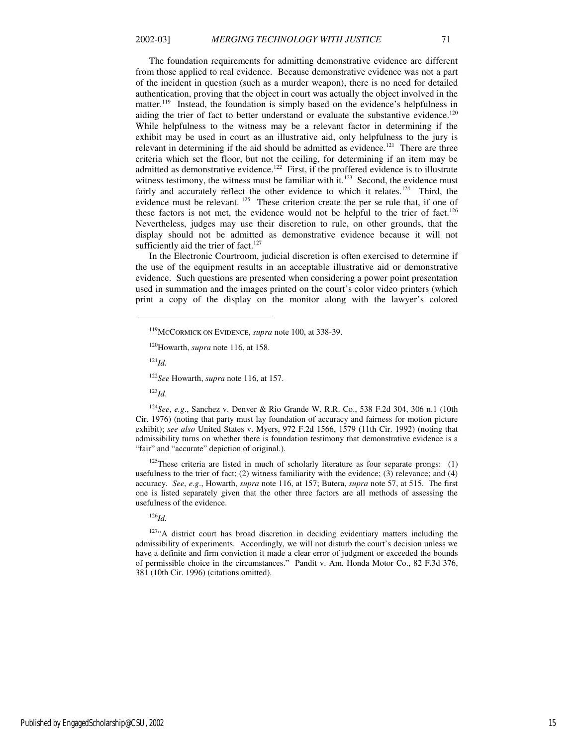The foundation requirements for admitting demonstrative evidence are different from those applied to real evidence. Because demonstrative evidence was not a part of the incident in question (such as a murder weapon), there is no need for detailed authentication, proving that the object in court was actually the object involved in the matter.[119] Instead, the foundation is simply based on the evidence's helpfulness in aiding the trier of fact to better understand or evaluate the substantive evidence.[120] While helpfulness to the witness may be a relevant factor in determining if the exhibit may be used in court as an illustrative aid, only helpfulness to the jury is relevant in determining if the aid should be admitted as evidence.[121] There are three criteria which set the floor, but not the ceiling, for determining if an item may be admitted as demonstrative evidence.[122] First, if the proffered evidence is to illustrate witness testimony, the witness must be familiar with it.[123] Second, the evidence must fairly and accurately reflect the other evidence to which it relates.[124] Third, the evidence must be relevant.[125] These criterion create the per se rule that, if one of these factors is not met, the evidence would not be helpful to the trier of fact.[126] Nevertheless, judges may use their discretion to rule, on other grounds, that the display should not be admitted as demonstrative evidence because it will not sufficiently aid the trier of fact.[127]

In the Electronic Courtroom, judicial discretion is often exercised to determine if the use of the equipment results in an acceptable illustrative aid or demonstrative evidence. Such questions are presented when considering a power point presentation used in summation and the images printed on the court's color video printers (which print a copy of the display on the monitor along with the lawyer's colored

---

[119] MCCORMICK ON EVIDENCE, *supra* note 100, at 338-39.

[120] Howarth, *supra* note 116, at 158.

[121] *Id.*

[122] *See* Howarth, *supra* note 116, at 157.

[123] *Id*.

[124] *See*, *e.g*., Sanchez v. Denver & Rio Grande W. R.R. Co., 538 F.2d 304, 306 n.1 (10th Cir. 1976) (noting that party must lay foundation of accuracy and fairness for motion picture exhibit); *see also* United States v. Myers, 972 F.2d 1566, 1579 (11th Cir. 1992) (noting that admissibility turns on whether there is foundation testimony that demonstrative evidence is a "fair" and "accurate" depiction of original.).

[125] These criteria are listed in much of scholarly literature as four separate prongs: (1) usefulness to the trier of fact; (2) witness familiarity with the evidence; (3) relevance; and (4) accuracy. *See*, *e.g*., Howarth, *supra* note 116, at 157; Butera, *supra* note 57, at 515. The first one is listed separately given that the other three factors are all methods of assessing the usefulness of the evidence.

[126] *Id.*

[127] "A district court has broad discretion in deciding evidentiary matters including the admissibility of experiments. Accordingly, we will not disturb the court's decision unless we have a definite and firm conviction it made a clear error of judgment or exceeded the bounds of permissible choice in the circumstances." Pandit v. Am. Honda Motor Co., 82 F.3d 376, 381 (10th Cir. 1996) (citations omitted).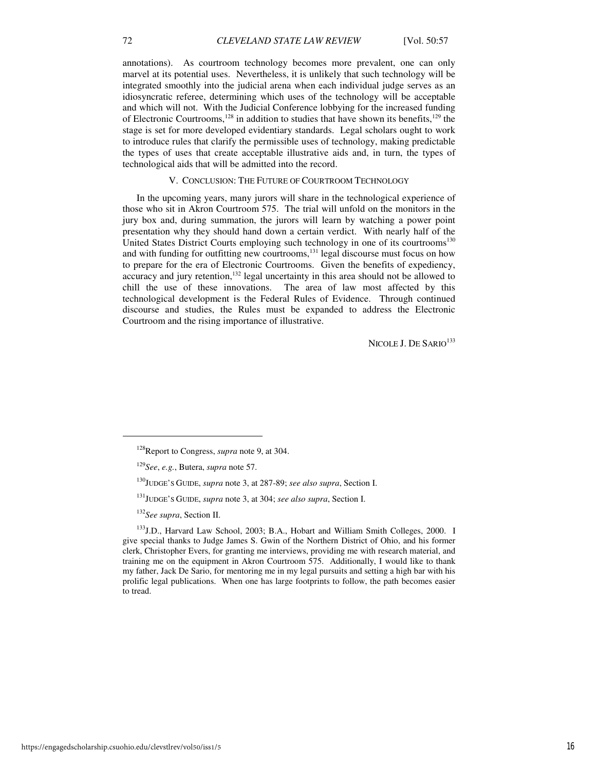annotations). As courtroom technology becomes more prevalent, one can only marvel at its potential uses. Nevertheless, it is unlikely that such technology will be integrated smoothly into the judicial arena when each individual judge serves as an idiosyncratic referee, determining which uses of the technology will be acceptable and which will not. With the Judicial Conference lobbying for the increased funding of Electronic Courtrooms,[128] in addition to studies that have shown its benefits,[129] the stage is set for more developed evidentiary standards. Legal scholars ought to work to introduce rules that clarify the permissible uses of technology, making predictable the types of uses that create acceptable illustrative aids and, in turn, the types of technological aids that will be admitted into the record.

## V. CONCLUSION: THE FUTURE OF COURTROOM TECHNOLOGY

In the upcoming years, many jurors will share in the technological experience of those who sit in Akron Courtroom 575. The trial will unfold on the monitors in the jury box and, during summation, the jurors will learn by watching a power point presentation why they should hand down a certain verdict. With nearly half of the United States District Courts employing such technology in one of its courtrooms[130] and with funding for outfitting new courtrooms,[131] legal discourse must focus on how to prepare for the era of Electronic Courtrooms. Given the benefits of expediency, accuracy and jury retention,[132] legal uncertainty in this area should not be allowed to chill the use of these innovations. The area of law most affected by this technological development is the Federal Rules of Evidence. Through continued discourse and studies, the Rules must be expanded to address the Electronic Courtroom and the rising importance of illustrative.

NICOLE J. DE SARIO[133]

---

[128] Report to Congress, *supra* note 9, at 304.

[129] *See*, *e.g.*, Butera, *supra* note 57.

[130] JUDGE'S GUIDE, *supra* note 3, at 287-89; *see also supra*, Section I.

[131] JUDGE'S GUIDE, *supra* note 3, at 304; *see also supra*, Section I.

[132] *See supra*, Section II.

[133] J.D., Harvard Law School, 2003; B.A., Hobart and William Smith Colleges, 2000. I give special thanks to Judge James S. Gwin of the Northern District of Ohio, and his former clerk, Christopher Evers, for granting me interviews, providing me with research material, and training me on the equipment in Akron Courtroom 575. Additionally, I would like to thank my father, Jack De Sario, for mentoring me in my legal pursuits and setting a high bar with his prolific legal publications. When one has large footprints to follow, the path becomes easier to tread.